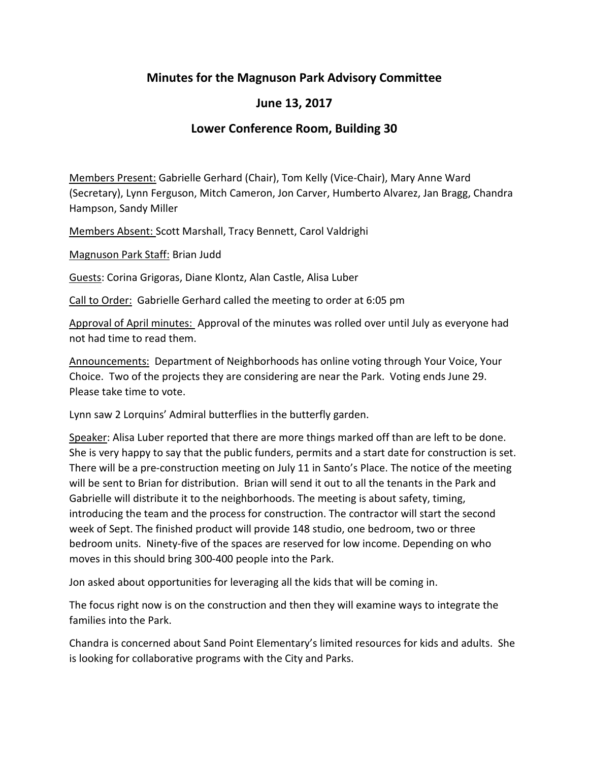# Minutes for the Magnuson Park Advisory Committee

## June 13, 2017

## Lower Conference Room, Building 30

Members Present: Gabrielle Gerhard (Chair), Tom Kelly (Vice-Chair), Mary Anne Ward (Secretary), Lynn Ferguson, Mitch Cameron, Jon Carver, Humberto Alvarez, Jan Bragg, Chandra Hampson, Sandy Miller

Members Absent: Scott Marshall, Tracy Bennett, Carol Valdrighi

Magnuson Park Staff: Brian Judd

Guests: Corina Grigoras, Diane Klontz, Alan Castle, Alisa Luber

Call to Order: Gabrielle Gerhard called the meeting to order at 6:05 pm

Approval of April minutes: Approval of the minutes was rolled over until July as everyone had not had time to read them.

Announcements: Department of Neighborhoods has online voting through Your Voice, Your Choice. Two of the projects they are considering are near the Park. Voting ends June 29. Please take time to vote.

Lynn saw 2 Lorquins' Admiral butterflies in the butterfly garden.

Speaker: Alisa Luber reported that there are more things marked off than are left to be done. She is very happy to say that the public funders, permits and a start date for construction is set. There will be a pre-construction meeting on July 11 in Santo's Place. The notice of the meeting will be sent to Brian for distribution. Brian will send it out to all the tenants in the Park and Gabrielle will distribute it to the neighborhoods. The meeting is about safety, timing, introducing the team and the process for construction. The contractor will start the second week of Sept. The finished product will provide 148 studio, one bedroom, two or three bedroom units. Ninety-five of the spaces are reserved for low income. Depending on who moves in this should bring 300-400 people into the Park.

Jon asked about opportunities for leveraging all the kids that will be coming in.

The focus right now is on the construction and then they will examine ways to integrate the families into the Park.

Chandra is concerned about Sand Point Elementary's limited resources for kids and adults. She is looking for collaborative programs with the City and Parks.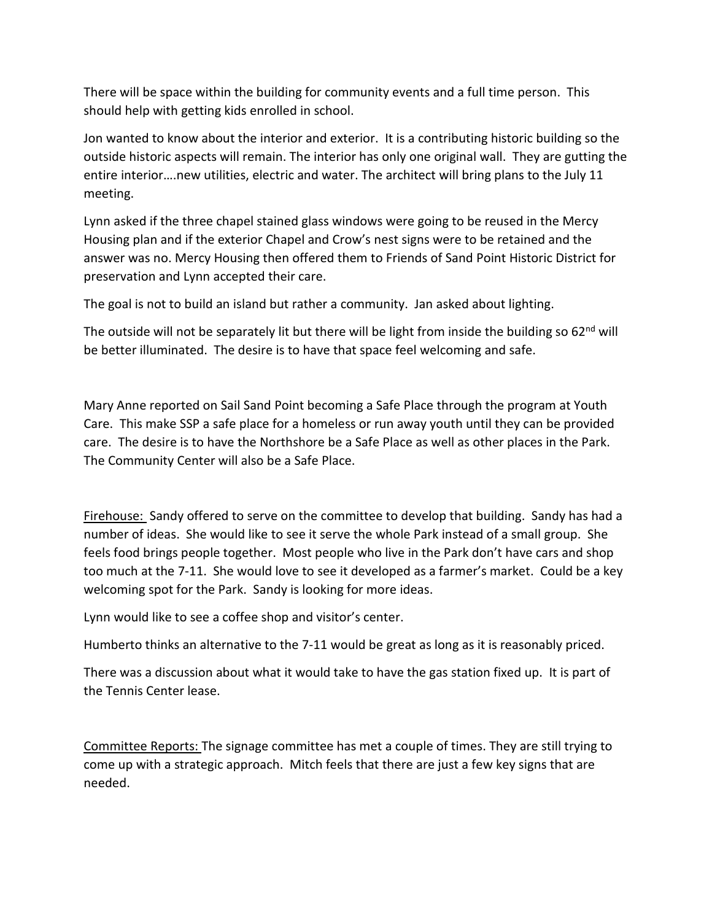There will be space within the building for community events and a full time person. This should help with getting kids enrolled in school.

Jon wanted to know about the interior and exterior. It is a contributing historic building so the outside historic aspects will remain. The interior has only one original wall. They are gutting the entire interior….new utilities, electric and water. The architect will bring plans to the July 11 meeting.

Lynn asked if the three chapel stained glass windows were going to be reused in the Mercy Housing plan and if the exterior Chapel and Crow's nest signs were to be retained and the answer was no. Mercy Housing then offered them to Friends of Sand Point Historic District for preservation and Lynn accepted their care.

The goal is not to build an island but rather a community. Jan asked about lighting.

The outside will not be separately lit but there will be light from inside the building so 62nd will be better illuminated. The desire is to have that space feel welcoming and safe.

Mary Anne reported on Sail Sand Point becoming a Safe Place through the program at Youth Care. This make SSP a safe place for a homeless or run away youth until they can be provided care. The desire is to have the Northshore be a Safe Place as well as other places in the Park. The Community Center will also be a Safe Place.

Firehouse: Sandy offered to serve on the committee to develop that building. Sandy has had a number of ideas. She would like to see it serve the whole Park instead of a small group. She feels food brings people together. Most people who live in the Park don't have cars and shop too much at the 7-11. She would love to see it developed as a farmer's market. Could be a key welcoming spot for the Park. Sandy is looking for more ideas.

Lynn would like to see a coffee shop and visitor's center.

Humberto thinks an alternative to the 7-11 would be great as long as it is reasonably priced.

There was a discussion about what it would take to have the gas station fixed up. It is part of the Tennis Center lease.

Committee Reports: The signage committee has met a couple of times. They are still trying to come up with a strategic approach. Mitch feels that there are just a few key signs that are needed.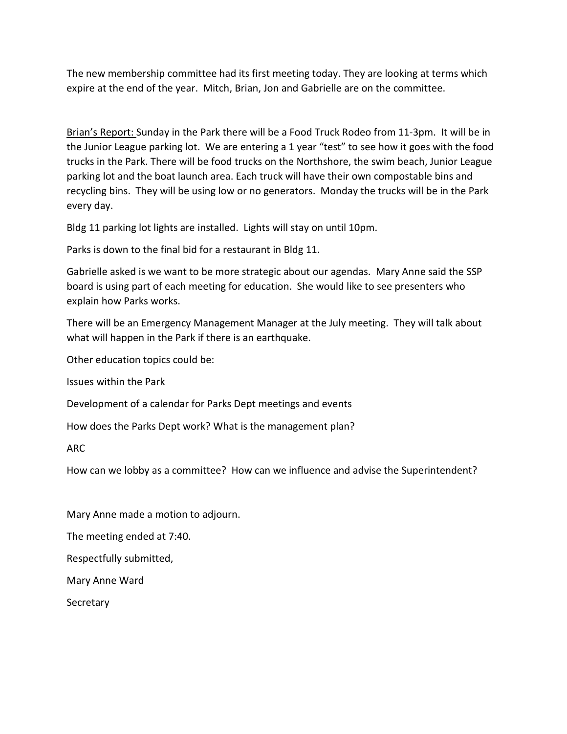The new membership committee had its first meeting today. They are looking at terms which expire at the end of the year. Mitch, Brian, Jon and Gabrielle are on the committee.

<u>Brian's Report:</u> Sunday in the Park there will be a Food Truck Rodeo from 11-3pm. It will be in the Junior League parking lot. We are entering a 1 year "test" to see how it goes with the food trucks in the Park. There will be food trucks on the Northshore, the swim beach, Junior League parking lot and the boat launch area. Each truck will have their own compostable bins and recycling bins. They will be using low or no generators. Monday the trucks will be in the Park every day.

Bldg 11 parking lot lights are installed. Lights will stay on until 10pm.

Parks is down to the final bid for a restaurant in Bldg 11.

Gabrielle asked is we want to be more strategic about our agendas. Mary Anne said the SSP board is using part of each meeting for education. She would like to see presenters who explain how Parks works.

There will be an Emergency Management Manager at the July meeting. They will talk about what will happen in the Park if there is an earthquake.

Other education topics could be:

Issues within the Park

Development of a calendar for Parks Dept meetings and events

How does the Parks Dept work? What is the management plan?

ARC

How can we lobby as a committee? How can we influence and advise the Superintendent?

Mary Anne made a motion to adjourn.

The meeting ended at 7:40.

Respectfully submitted,

Mary Anne Ward

Secretary